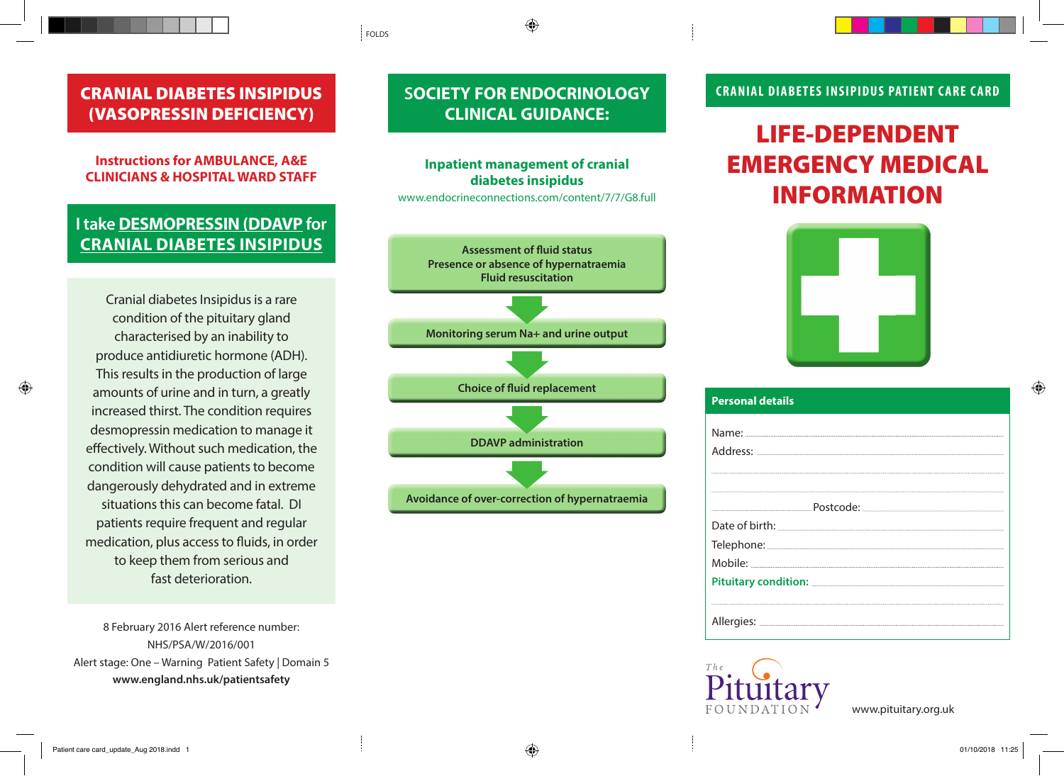# CRANIAL DIABETES INSIPIDUS (VASOPRESSIN DEFICIENCY)

**Instructions for AMBULANCE, A&E CLINICIANS & HOSPITAL WARD STAFF**

## I take DESMOPRESSIN (DDAVP for CRANIAL DIABETES INSIPIDUS

Cranial diabetes Insipidus is a rare condition of the pituitary gland characterised by an inability to produce antidiuretic hormone (ADH). This results in the production of large amounts of urine and in turn, a greatly increased thirst. The condition requires desmopressin medication to manage it effectively. Without such medication, the condition will cause patients to become dangerously dehydrated and in extreme situations this can become fatal. DI patients require frequent and regular medication, plus access to fluids, in order to keep them from serious and fast deterioration.

8 February 2016 Alert reference number: NHS/PSA/W/2016/001
Alert stage: One – Warning Patient Safety | Domain 5
**www.england.nhs.uk/patientsafety**

# SOCIETY FOR ENDOCRINOLOGY CLINICAL GUIDANCE:

**Inpatient management of cranial diabetes insipidus**
www.endocrineconnections.com/content/7/7/G8.full

1. **Assessment of fluid status**
   **Presence or absence of hypernatraemia**
   **Fluid resuscitation**
2. **Monitoring serum Na+ and urine output**
3. **Choice of fluid replacement**
4. **DDAVP administration**
5. **Avoidance of over-correction of hypernatraemia**

# CRANIAL DIABETES INSIPIDUS PATIENT CARE CARD

# LIFE-DEPENDENT EMERGENCY MEDICAL INFORMATION

**Personal details**

Name: ..............................................................................

Address: ..............................................................................

..............................................................................

..............................................................................

.............................................. Postcode: ..............................

Date of birth: ..............................................................................

Telephone: ..............................................................................

Mobile: ..............................................................................

**Pituitary condition:** ..............................................................................

..............................................................................

Allergies: ..............................................................................

The Pituitary Foundation

www.pituitary.org.uk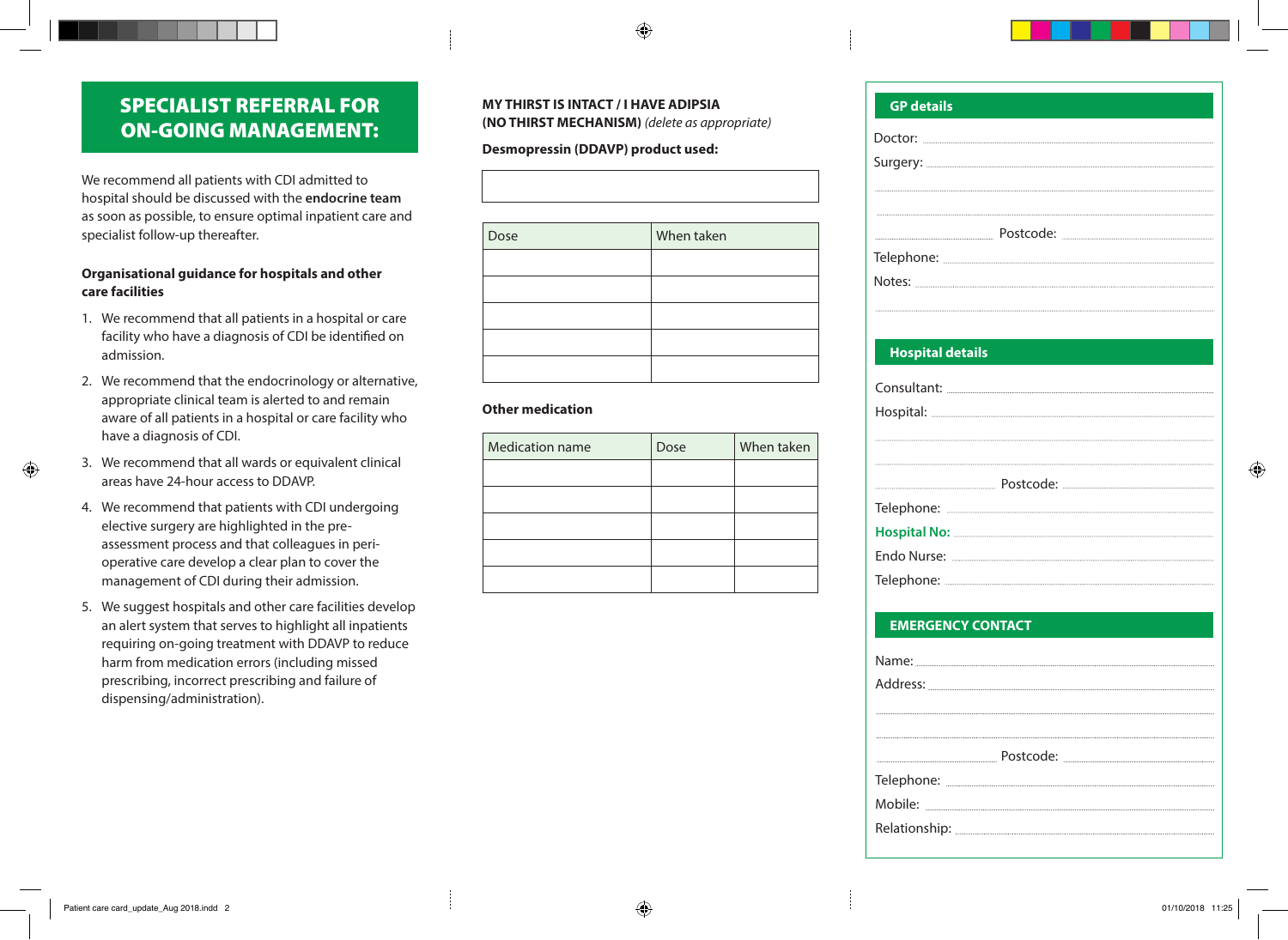## SPECIALIST REFERRAL FOR ON-GOING MANAGEMENT:

We recommend all patients with CDI admitted to hospital should be discussed with the **endocrine team** as soon as possible, to ensure optimal inpatient care and specialist follow-up thereafter.

**Organisational guidance for hospitals and other care facilities**

1. We recommend that all patients in a hospital or care facility who have a diagnosis of CDI be identified on admission.
2. We recommend that the endocrinology or alternative, appropriate clinical team is alerted to and remain aware of all patients in a hospital or care facility who have a diagnosis of CDI.
3. We recommend that all wards or equivalent clinical areas have 24-hour access to DDAVP.
4. We recommend that patients with CDI undergoing elective surgery are highlighted in the pre-assessment process and that colleagues in peri-operative care develop a clear plan to cover the management of CDI during their admission.
5. We suggest hospitals and other care facilities develop an alert system that serves to highlight all inpatients requiring on-going treatment with DDAVP to reduce harm from medication errors (including missed prescribing, incorrect prescribing and failure of dispensing/administration).

**MY THIRST IS INTACT / I HAVE ADIPSIA (NO THIRST MECHANISM)** *(delete as appropriate)*

**Desmopressin (DDAVP) product used:**

| |
|---|
| |

| Dose | When taken |
|---|---|
| | |
| | |
| | |
| | |
| | |

**Other medication**

| Medication name | Dose | When taken |
|---|---|---|
| | | |
| | | |
| | | |
| | | |
| | | |

### GP details

Doctor: ..........

Surgery: ..........

..........

..........

.......... Postcode: ..........

Telephone: ..........

Notes: ..........

..........

### Hospital details

Consultant: ..........

Hospital: ..........

..........

..........

.......... Postcode: ..........

Telephone: ..........

**Hospital No:** ..........

Endo Nurse: ..........

Telephone: ..........

### EMERGENCY CONTACT

Name: ..........

Address: ..........

..........

..........

.......... Postcode: ..........

Telephone: ..........

Mobile: ..........

Relationship: ..........